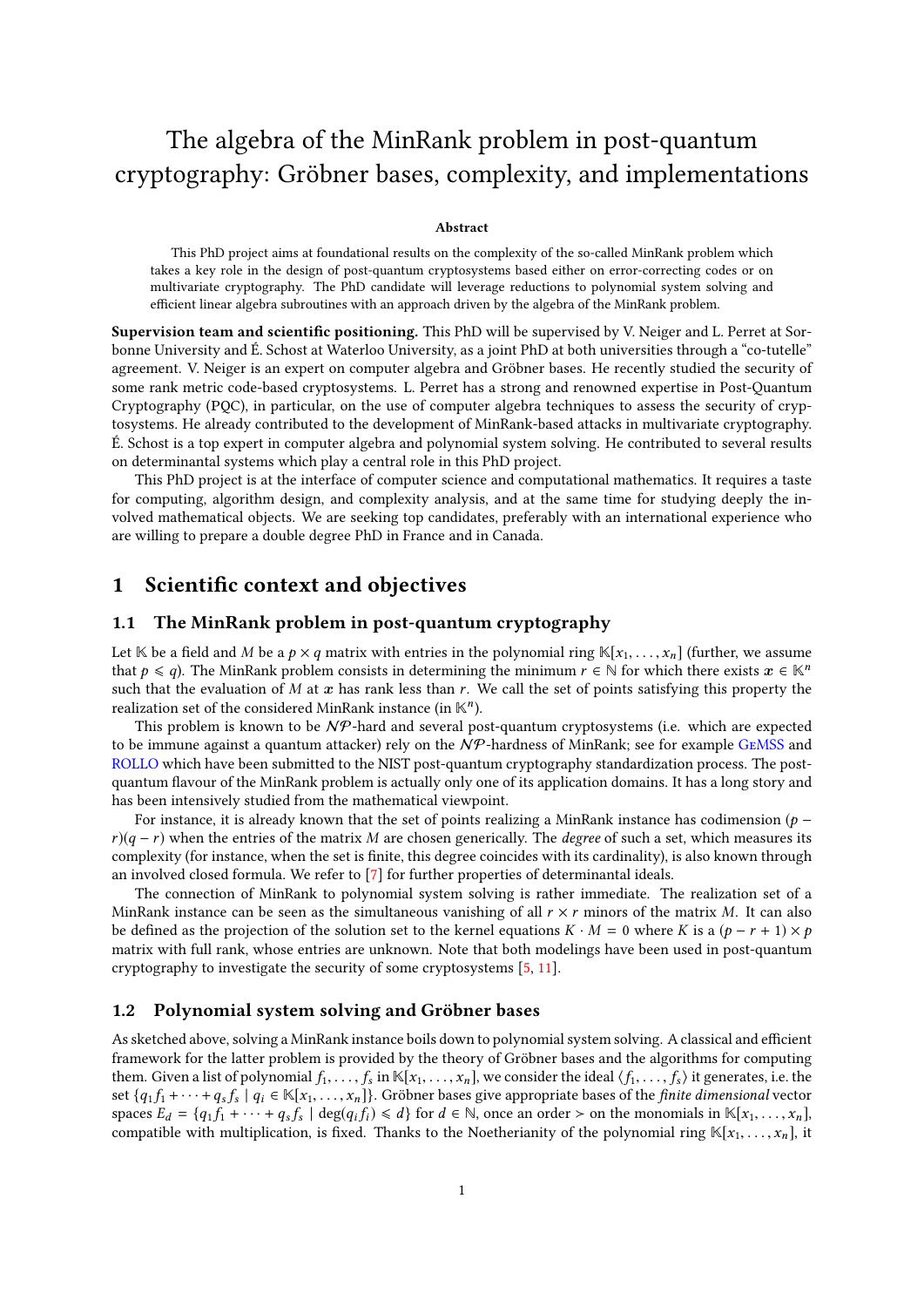# The algebra of the MinRank problem in post-quantum cryptography: Gröbner bases, complexity, and implementations

**Abstract**

This PhD project aims at foundational results on the complexity of the so-called MinRank problem which takes a key role in the design of post-quantum cryptosystems based either on error-correcting codes or on multivariate cryptography. The PhD candidate will leverage reductions to polynomial system solving and efficient linear algebra subroutines with an approach driven by the algebra of the MinRank problem.

**Supervision team and scientific positioning.** This PhD will be supervised by V. Neiger and L. Perret at Sorbonne University and É. Schost at Waterloo University, as a joint PhD at both universities through a "co-tutelle" agreement. V. Neiger is an expert on computer algebra and Gröbner bases. He recently studied the security of some rank metric code-based cryptosystems. L. Perret has a strong and renowned expertise in Post-Quantum Cryptography (PQC), in particular, on the use of computer algebra techniques to assess the security of cryptosystems. He already contributed to the development of MinRank-based attacks in multivariate cryptography. É. Schost is a top expert in computer algebra and polynomial system solving. He contributed to several results on determinantal systems which play a central role in this PhD project.

This PhD project is at the interface of computer science and computational mathematics. It requires a taste for computing, algorithm design, and complexity analysis, and at the same time for studying deeply the involved mathematical objects. We are seeking top candidates, preferably with an international experience who are willing to prepare a double degree PhD in France and in Canada.

## 1 Scientific context and objectives

### 1.1 The MinRank problem in post-quantum cryptography

Let $\mathbb{K}$ be a field and $M$ be a $p \times q$ matrix with entries in the polynomial ring $\mathbb{K}[x_1, \ldots, x_n]$ (further, we assume that $p \leqslant q$). The MinRank problem consists in determining the minimum $r \in \mathbb{N}$ for which there exists $\boldsymbol{x} \in \mathbb{K}^n$ such that the evaluation of $M$ at $\boldsymbol{x}$ has rank less than $r$. We call the set of points satisfying this property the realization set of the considered MinRank instance (in $\mathbb{K}^n$).

This problem is known to be $\mathcal{NP}$-hard and several post-quantum cryptosystems (i.e. which are expected to be immune against a quantum attacker) rely on the $\mathcal{NP}$-hardness of MinRank; see for example GeMSS and ROLLO which have been submitted to the NIST post-quantum cryptography standardization process. The post-quantum flavour of the MinRank problem is actually only one of its application domains. It has a long story and has been intensively studied from the mathematical viewpoint.

For instance, it is already known that the set of points realizing a MinRank instance has codimension $(p - r)(q - r)$ when the entries of the matrix $M$ are chosen generically. The *degree* of such a set, which measures its complexity (for instance, when the set is finite, this degree coincides with its cardinality), is also known through an involved closed formula. We refer to [7] for further properties of determinantal ideals.

The connection of MinRank to polynomial system solving is rather immediate. The realization set of a MinRank instance can be seen as the simultaneous vanishing of all $r \times r$ minors of the matrix $M$. It can also be defined as the projection of the solution set to the kernel equations $K \cdot M = 0$ where $K$ is a $(p - r + 1) \times p$ matrix with full rank, whose entries are unknown. Note that both modelings have been used in post-quantum cryptography to investigate the security of some cryptosystems [5, 11].

### 1.2 Polynomial system solving and Gröbner bases

As sketched above, solving a MinRank instance boils down to polynomial system solving. A classical and efficient framework for the latter problem is provided by the theory of Gröbner bases and the algorithms for computing them. Given a list of polynomial $f_1, \ldots, f_s$ in $\mathbb{K}[x_1, \ldots, x_n]$, we consider the ideal $\langle f_1, \ldots, f_s \rangle$ it generates, i.e. the set $\{q_1 f_1 + \cdots + q_s f_s \mid q_i \in \mathbb{K}[x_1, \ldots, x_n]\}$. Gröbner bases give appropriate bases of the *finite dimensional* vector spaces $E_d = \{q_1 f_1 + \cdots + q_s f_s \mid \deg(q_i f_i) \leqslant d\}$ for $d \in \mathbb{N}$, once an order $\succ$ on the monomials in $\mathbb{K}[x_1, \ldots, x_n]$, compatible with multiplication, is fixed. Thanks to the Noetherianity of the polynomial ring $\mathbb{K}[x_1, \ldots, x_n]$, it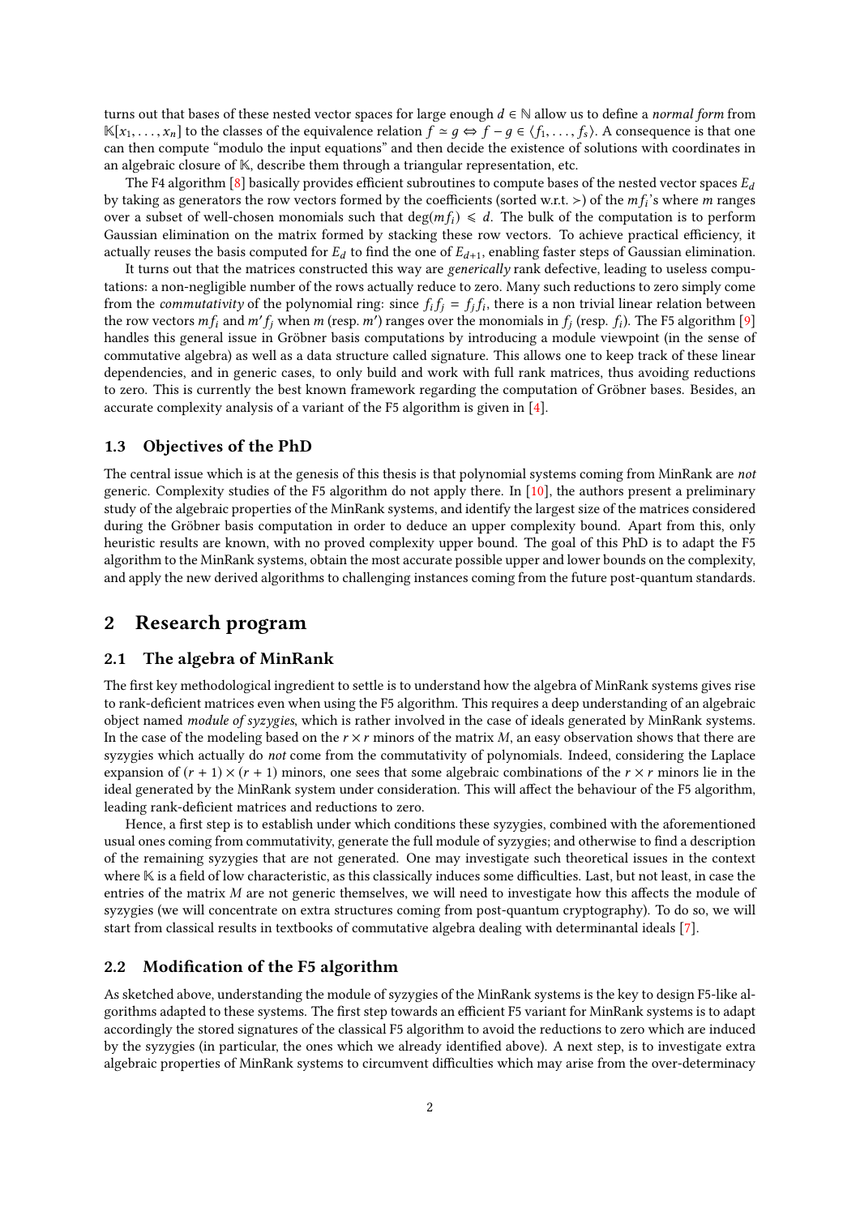turns out that bases of these nested vector spaces for large enough $d \in \mathbb{N}$ allow us to define a *normal form* from $\mathbb{K}[x_1, \ldots, x_n]$ to the classes of the equivalence relation $f \simeq g \Leftrightarrow f - g \in \langle f_1, \ldots, f_s \rangle$. A consequence is that one can then compute "modulo the input equations" and then decide the existence of solutions with coordinates in an algebraic closure of $\mathbb{K}$, describe them through a triangular representation, etc.

The F4 algorithm [8] basically provides efficient subroutines to compute bases of the nested vector spaces $E_d$ by taking as generators the row vectors formed by the coefficients (sorted w.r.t. $>$) of the $mf_i$'s where $m$ ranges over a subset of well-chosen monomials such that $\deg(mf_i) \leqslant d$. The bulk of the computation is to perform Gaussian elimination on the matrix formed by stacking these row vectors. To achieve practical efficiency, it actually reuses the basis computed for $E_d$ to find the one of $E_{d+1}$, enabling faster steps of Gaussian elimination.

It turns out that the matrices constructed this way are *generically* rank defective, leading to useless computations: a non-negligible number of the rows actually reduce to zero. Many such reductions to zero simply come from the *commutativity* of the polynomial ring: since $f_i f_j = f_j f_i$, there is a non trivial linear relation between the row vectors $mf_i$ and $m' f_j$ when $m$ (resp. $m'$) ranges over the monomials in $f_j$ (resp. $f_i$). The F5 algorithm [9] handles this general issue in Gröbner basis computations by introducing a module viewpoint (in the sense of commutative algebra) as well as a data structure called signature. This allows one to keep track of these linear dependencies, and in generic cases, to only build and work with full rank matrices, thus avoiding reductions to zero. This is currently the best known framework regarding the computation of Gröbner bases. Besides, an accurate complexity analysis of a variant of the F5 algorithm is given in [4].

### 1.3 Objectives of the PhD

The central issue which is at the genesis of this thesis is that polynomial systems coming from MinRank are *not* generic. Complexity studies of the F5 algorithm do not apply there. In [10], the authors present a preliminary study of the algebraic properties of the MinRank systems, and identify the largest size of the matrices considered during the Gröbner basis computation in order to deduce an upper complexity bound. Apart from this, only heuristic results are known, with no proved complexity upper bound. The goal of this PhD is to adapt the F5 algorithm to the MinRank systems, obtain the most accurate possible upper and lower bounds on the complexity, and apply the new derived algorithms to challenging instances coming from the future post-quantum standards.

## 2 Research program

### 2.1 The algebra of MinRank

The first key methodological ingredient to settle is to understand how the algebra of MinRank systems gives rise to rank-deficient matrices even when using the F5 algorithm. This requires a deep understanding of an algebraic object named *module of syzygies*, which is rather involved in the case of ideals generated by MinRank systems. In the case of the modeling based on the $r \times r$ minors of the matrix $M$, an easy observation shows that there are syzygies which actually do *not* come from the commutativity of polynomials. Indeed, considering the Laplace expansion of $(r + 1) \times (r + 1)$ minors, one sees that some algebraic combinations of the $r \times r$ minors lie in the ideal generated by the MinRank system under consideration. This will affect the behaviour of the F5 algorithm, leading rank-deficient matrices and reductions to zero.

Hence, a first step is to establish under which conditions these syzygies, combined with the aforementioned usual ones coming from commutativity, generate the full module of syzygies; and otherwise to find a description of the remaining syzygies that are not generated. One may investigate such theoretical issues in the context where $\mathbb{K}$ is a field of low characteristic, as this classically induces some difficulties. Last, but not least, in case the entries of the matrix $M$ are not generic themselves, we will need to investigate how this affects the module of syzygies (we will concentrate on extra structures coming from post-quantum cryptography). To do so, we will start from classical results in textbooks of commutative algebra dealing with determinantal ideals [7].

### 2.2 Modification of the F5 algorithm

As sketched above, understanding the module of syzygies of the MinRank systems is the key to design F5-like algorithms adapted to these systems. The first step towards an efficient F5 variant for MinRank systems is to adapt accordingly the stored signatures of the classical F5 algorithm to avoid the reductions to zero which are induced by the syzygies (in particular, the ones which we already identified above). A next step, is to investigate extra algebraic properties of MinRank systems to circumvent difficulties which may arise from the over-determinacy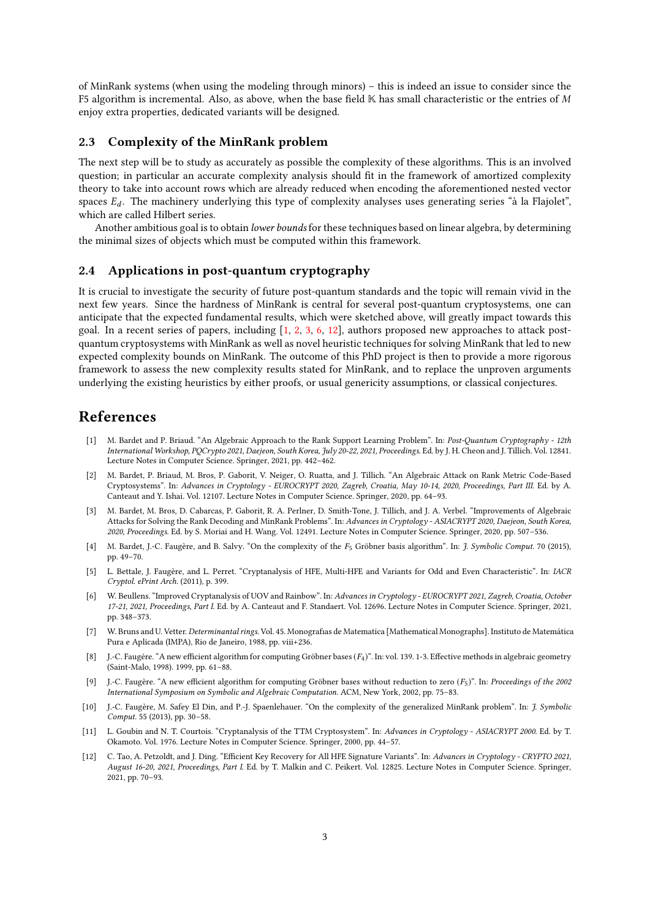of MinRank systems (when using the modeling through minors) – this is indeed an issue to consider since the F5 algorithm is incremental. Also, as above, when the base field $\mathbb{K}$ has small characteristic or the entries of $M$ enjoy extra properties, dedicated variants will be designed.

## 2.3 Complexity of the MinRank problem

The next step will be to study as accurately as possible the complexity of these algorithms. This is an involved question; in particular an accurate complexity analysis should fit in the framework of amortized complexity theory to take into account rows which are already reduced when encoding the aforementioned nested vector spaces $E_d$. The machinery underlying this type of complexity analyses uses generating series "à la Flajolet", which are called Hilbert series.

Another ambitious goal is to obtain *lower bounds* for these techniques based on linear algebra, by determining the minimal sizes of objects which must be computed within this framework.

## 2.4 Applications in post-quantum cryptography

It is crucial to investigate the security of future post-quantum standards and the topic will remain vivid in the next few years. Since the hardness of MinRank is central for several post-quantum cryptosystems, one can anticipate that the expected fundamental results, which were sketched above, will greatly impact towards this goal. In a recent series of papers, including [1, 2, 3, 6, 12], authors proposed new approaches to attack post-quantum cryptosystems with MinRank as well as novel heuristic techniques for solving MinRank that led to new expected complexity bounds on MinRank. The outcome of this PhD project is then to provide a more rigorous framework to assess the new complexity results stated for MinRank, and to replace the unproven arguments underlying the existing heuristics by either proofs, or usual genericity assumptions, or classical conjectures.

# References

[1] M. Bardet and P. Briaud. "An Algebraic Approach to the Rank Support Learning Problem". In: *Post-Quantum Cryptography - 12th International Workshop, PQCrypto 2021, Daejeon, South Korea, July 20-22, 2021, Proceedings.* Ed. by J. H. Cheon and J. Tillich. Vol. 12841. Lecture Notes in Computer Science. Springer, 2021, pp. 442–462.

[2] M. Bardet, P. Briaud, M. Bros, P. Gaborit, V. Neiger, O. Ruatta, and J. Tillich. "An Algebraic Attack on Rank Metric Code-Based Cryptosystems". In: *Advances in Cryptology - EUROCRYPT 2020, Zagreb, Croatia, May 10-14, 2020, Proceedings, Part III.* Ed. by A. Canteaut and Y. Ishai. Vol. 12107. Lecture Notes in Computer Science. Springer, 2020, pp. 64–93.

[3] M. Bardet, M. Bros, D. Cabarcas, P. Gaborit, R. A. Perlner, D. Smith-Tone, J. Tillich, and J. A. Verbel. "Improvements of Algebraic Attacks for Solving the Rank Decoding and MinRank Problems". In: *Advances in Cryptology - ASIACRYPT 2020, Daejeon, South Korea, 2020, Proceedings.* Ed. by S. Moriai and H. Wang. Vol. 12491. Lecture Notes in Computer Science. Springer, 2020, pp. 507–536.

[4] M. Bardet, J.-C. Faugère, and B. Salvy. "On the complexity of the $F_5$ Gröbner basis algorithm". In: *J. Symbolic Comput.* 70 (2015), pp. 49–70.

[5] L. Bettale, J. Faugère, and L. Perret. "Cryptanalysis of HFE, Multi-HFE and Variants for Odd and Even Characteristic". In: *IACR Cryptol. ePrint Arch.* (2011), p. 399.

[6] W. Beullens. "Improved Cryptanalysis of UOV and Rainbow". In: *Advances in Cryptology - EUROCRYPT 2021, Zagreb, Croatia, October 17-21, 2021, Proceedings, Part I.* Ed. by A. Canteaut and F. Standaert. Vol. 12696. Lecture Notes in Computer Science. Springer, 2021, pp. 348–373.

[7] W. Bruns and U. Vetter. *Determinantal rings.* Vol. 45. Monografias de Matematica [Mathematical Monographs]. Instituto de Matemática Pura e Aplicada (IMPA), Rio de Janeiro, 1988, pp. viii+236.

[8] J.-C. Faugére. "A new efficient algorithm for computing Gröbner bases ($F_4$)". In: vol. 139. 1-3. Effective methods in algebraic geometry (Saint-Malo, 1998). 1999, pp. 61–88.

[9] J.-C. Faugère. "A new efficient algorithm for computing Gröbner bases without reduction to zero ($F_5$)". In: *Proceedings of the 2002 International Symposium on Symbolic and Algebraic Computation.* ACM, New York, 2002, pp. 75–83.

[10] J.-C. Faugère, M. Safey El Din, and P.-J. Spaenlehauer. "On the complexity of the generalized MinRank problem". In: *J. Symbolic Comput.* 55 (2013), pp. 30–58.

[11] L. Goubin and N. T. Courtois. "Cryptanalysis of the TTM Cryptosystem". In: *Advances in Cryptology - ASIACRYPT 2000.* Ed. by T. Okamoto. Vol. 1976. Lecture Notes in Computer Science. Springer, 2000, pp. 44–57.

[12] C. Tao, A. Petzoldt, and J. Ding. "Efficient Key Recovery for All HFE Signature Variants". In: *Advances in Cryptology - CRYPTO 2021, August 16-20, 2021, Proceedings, Part I.* Ed. by T. Malkin and C. Peikert. Vol. 12825. Lecture Notes in Computer Science. Springer, 2021, pp. 70–93.